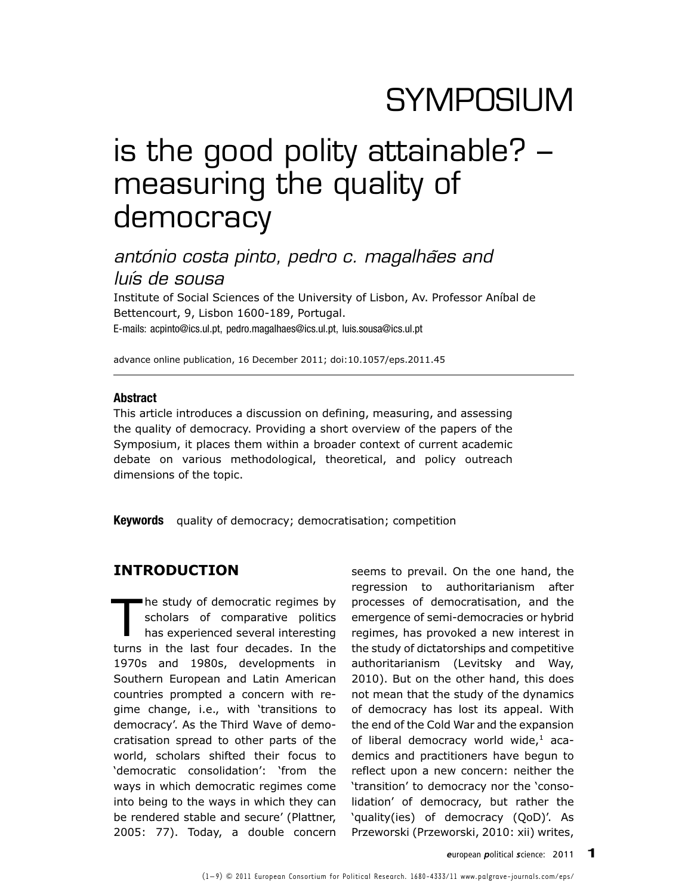# SYMPOSIUM

## is the good polity attainable? – measuring the quality of democracy

*antónio costa pinto, pedro c. magalhães and luís de sousa*

Institute of Social Sciences of the University of Lisbon, Av. Professor Aníbal de Bettencourt, 9, Lisbon 1600-189, Portugal.

E-mails: acpinto@ics.ul.pt, pedro.magalhaes@ics.ul.pt, luis.sousa@ics.ul.pt

advance online publication, 16 December 2011; doi:10.1057/eps.2011.45

**Abstract**

This article introduces a discussion on defining, measuring, and assessing the quality of democracy. Providing a short overview of the papers of the Symposium, it places them within a broader context of current academic debate on various methodological, theoretical, and policy outreach dimensions of the topic.

**Keywords** quality of democracy; democratisation; competition

## INTRODUCTION

The study of democratic regimes by scholars of comparative politics has experienced several interesting turns in the last four decades. In the 1970s and 1980s, developments in Southern European and Latin American countries prompted a concern with regime change, i.e., with 'transitions to democracy'. As the Third Wave of democratisation spread to other parts of the world, scholars shifted their focus to 'democratic consolidation': 'from the ways in which democratic regimes come into being to the ways in which they can be rendered stable and secure' (Plattner, 2005: 77). Today, a double concern seems to prevail. On the one hand, the regression to authoritarianism after processes of democratisation, and the emergence of semi-democracies or hybrid regimes, has provoked a new interest in the study of dictatorships and competitive authoritarianism (Levitsky and Way, 2010). But on the other hand, this does not mean that the study of the dynamics of democracy has lost its appeal. With the end of the Cold War and the expansion of liberal democracy world wide,[1] academics and practitioners have begun to reflect upon a new concern: neither the 'transition' to democracy nor the 'consolidation' of democracy, but rather the 'quality(ies) of democracy (QoD)'. As Przeworski (Przeworski, 2010: xii) writes,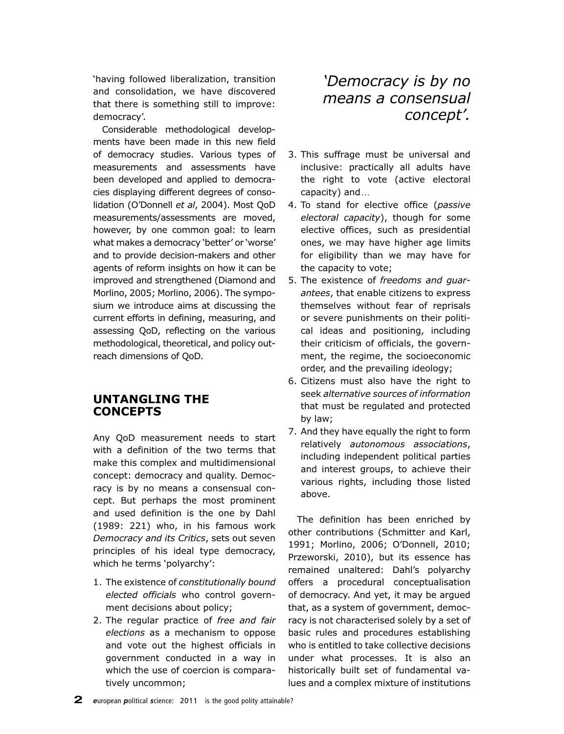'having followed liberalization, transition and consolidation, we have discovered that there is something still to improve: democracy'.

Considerable methodological developments have been made in this new field of democracy studies. Various types of measurements and assessments have been developed and applied to democracies displaying different degrees of consolidation (O'Donnell *et al*, 2004). Most QoD measurements/assessments are moved, however, by one common goal: to learn what makes a democracy 'better' or 'worse' and to provide decision-makers and other agents of reform insights on how it can be improved and strengthened (Diamond and Morlino, 2005; Morlino, 2006). The symposium we introduce aims at discussing the current efforts in defining, measuring, and assessing QoD, reflecting on the various methodological, theoretical, and policy outreach dimensions of QoD.

## UNTANGLING THE CONCEPTS

Any QoD measurement needs to start with a definition of the two terms that make this complex and multidimensional concept: democracy and quality. Democracy is by no means a consensual concept. But perhaps the most prominent and used definition is the one by Dahl (1989: 221) who, in his famous work *Democracy and its Critics*, sets out seven principles of his ideal type democracy, which he terms 'polyarchy':

1. The existence of *constitutionally bound elected officials* who control government decisions about policy;
2. The regular practice of *free and fair elections* as a mechanism to oppose and vote out the highest officials in government conducted in a way in which the use of coercion is comparatively uncommon;
3. This suffrage must be universal and inclusive: practically all adults have the right to vote (active electoral capacity) and…
4. To stand for elective office (*passive electoral capacity*), though for some elective offices, such as presidential ones, we may have higher age limits for eligibility than we may have for the capacity to vote;
5. The existence of *freedoms and guarantees*, that enable citizens to express themselves without fear of reprisals or severe punishments on their political ideas and positioning, including their criticism of officials, the government, the regime, the socioeconomic order, and the prevailing ideology;
6. Citizens must also have the right to seek *alternative sources of information* that must be regulated and protected by law;
7. And they have equally the right to form relatively *autonomous associations*, including independent political parties and interest groups, to achieve their various rights, including those listed above.

*'Democracy is by no means a consensual concept'.*

The definition has been enriched by other contributions (Schmitter and Karl, 1991; Morlino, 2006; O'Donnell, 2010; Przeworski, 2010), but its essence has remained unaltered: Dahl's polyarchy offers a procedural conceptualisation of democracy. And yet, it may be argued that, as a system of government, democracy is not characterised solely by a set of basic rules and procedures establishing who is entitled to take collective decisions under what processes. It is also an historically built set of fundamental values and a complex mixture of institutions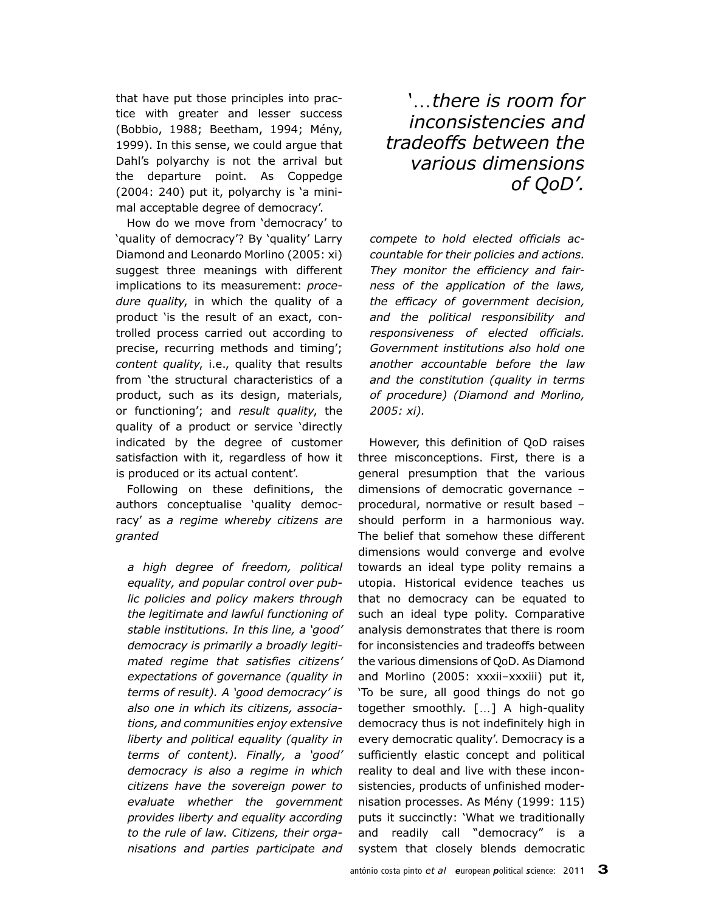that have put those principles into practice with greater and lesser success (Bobbio, 1988; Beetham, 1994; Mény, 1999). In this sense, we could argue that Dahl's polyarchy is not the arrival but the departure point. As Coppedge (2004: 240) put it, polyarchy is 'a minimal acceptable degree of democracy'.

How do we move from 'democracy' to 'quality of democracy'? By 'quality' Larry Diamond and Leonardo Morlino (2005: xi) suggest three meanings with different implications to its measurement: *procedure quality*, in which the quality of a product 'is the result of an exact, controlled process carried out according to precise, recurring methods and timing'; *content quality*, i.e., quality that results from 'the structural characteristics of a product, such as its design, materials, or functioning'; and *result quality*, the quality of a product or service 'directly indicated by the degree of customer satisfaction with it, regardless of how it is produced or its actual content'.

Following on these definitions, the authors conceptualise 'quality democracy' as *a regime whereby citizens are granted*

> *a high degree of freedom, political equality, and popular control over public policies and policy makers through the legitimate and lawful functioning of stable institutions. In this line, a 'good' democracy is primarily a broadly legitimated regime that satisfies citizens' expectations of governance (quality in terms of result). A 'good democracy' is also one in which its citizens, associations, and communities enjoy extensive liberty and political equality (quality in terms of content). Finally, a 'good' democracy is also a regime in which citizens have the sovereign power to evaluate whether the government provides liberty and equality according to the rule of law. Citizens, their organisations and parties participate and compete to hold elected officials accountable for their policies and actions. They monitor the efficiency and fairness of the application of the laws, the efficacy of government decision, and the political responsibility and responsiveness of elected officials. Government institutions also hold one another accountable before the law and the constitution (quality in terms of procedure) (Diamond and Morlino, 2005: xi).*

> *'…there is room for inconsistencies and tradeoffs between the various dimensions of QoD'.*

However, this definition of QoD raises three misconceptions. First, there is a general presumption that the various dimensions of democratic governance – procedural, normative or result based – should perform in a harmonious way. The belief that somehow these different dimensions would converge and evolve towards an ideal type polity remains a utopia. Historical evidence teaches us that no democracy can be equated to such an ideal type polity. Comparative analysis demonstrates that there is room for inconsistencies and tradeoffs between the various dimensions of QoD. As Diamond and Morlino (2005: xxxii–xxxiii) put it, 'To be sure, all good things do not go together smoothly. […] A high-quality democracy thus is not indefinitely high in every democratic quality'. Democracy is a sufficiently elastic concept and political reality to deal and live with these inconsistencies, products of unfinished modernisation processes. As Mény (1999: 115) puts it succinctly: 'What we traditionally and readily call "democracy" is a system that closely blends democratic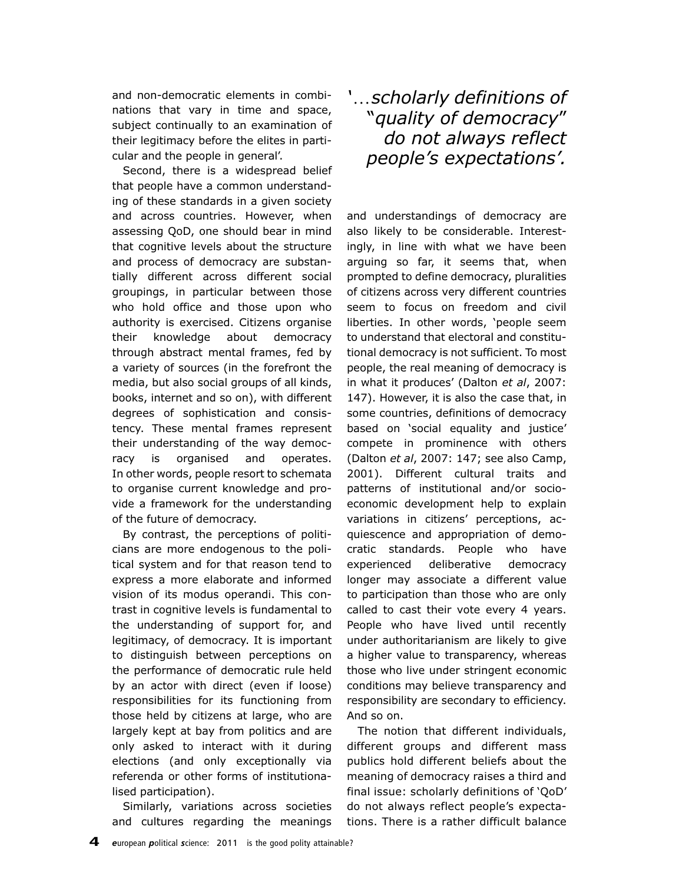and non-democratic elements in combinations that vary in time and space, subject continually to an examination of their legitimacy before the elites in particular and the people in general'.

Second, there is a widespread belief that people have a common understanding of these standards in a given society and across countries. However, when assessing QoD, one should bear in mind that cognitive levels about the structure and process of democracy are substantially different across different social groupings, in particular between those who hold office and those upon who authority is exercised. Citizens organise their knowledge about democracy through abstract mental frames, fed by a variety of sources (in the forefront the media, but also social groups of all kinds, books, internet and so on), with different degrees of sophistication and consistency. These mental frames represent their understanding of the way democracy is organised and operates. In other words, people resort to schemata to organise current knowledge and provide a framework for the understanding of the future of democracy.

By contrast, the perceptions of politicians are more endogenous to the political system and for that reason tend to express a more elaborate and informed vision of its modus operandi. This contrast in cognitive levels is fundamental to the understanding of support for, and legitimacy, of democracy. It is important to distinguish between perceptions on the performance of democratic rule held by an actor with direct (even if loose) responsibilities for its functioning from those held by citizens at large, who are largely kept at bay from politics and are only asked to interact with it during elections (and only exceptionally via referenda or other forms of institutionalised participation).

Similarly, variations across societies and cultures regarding the meanings and understandings of democracy are also likely to be considerable. Interestingly, in line with what we have been arguing so far, it seems that, when prompted to define democracy, pluralities of citizens across very different countries seem to focus on freedom and civil liberties. In other words, 'people seem to understand that electoral and constitutional democracy is not sufficient. To most people, the real meaning of democracy is in what it produces' (Dalton *et al*, 2007: 147). However, it is also the case that, in some countries, definitions of democracy based on 'social equality and justice' compete in prominence with others (Dalton *et al*, 2007: 147; see also Camp, 2001). Different cultural traits and patterns of institutional and/or socio-economic development help to explain variations in citizens' perceptions, acquiescence and appropriation of democratic standards. People who have experienced deliberative democracy longer may associate a different value to participation than those who are only called to cast their vote every 4 years. People who have lived until recently under authoritarianism are likely to give a higher value to transparency, whereas those who live under stringent economic conditions may believe transparency and responsibility are secondary to efficiency. And so on.

*'...scholarly definitions of "quality of democracy" do not always reflect people's expectations'.*

The notion that different individuals, different groups and different mass publics hold different beliefs about the meaning of democracy raises a third and final issue: scholarly definitions of 'QoD' do not always reflect people's expectations. There is a rather difficult balance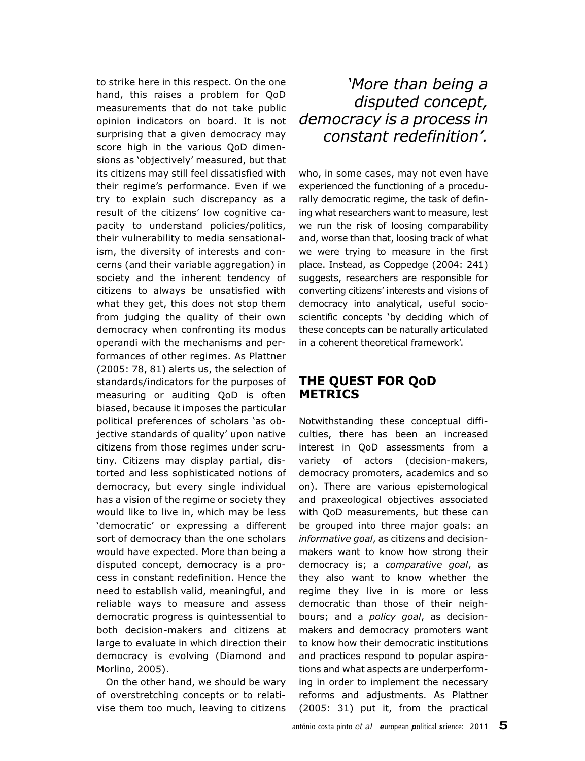to strike here in this respect. On the one hand, this raises a problem for QoD measurements that do not take public opinion indicators on board. It is not surprising that a given democracy may score high in the various QoD dimensions as 'objectively' measured, but that its citizens may still feel dissatisfied with their regime's performance. Even if we try to explain such discrepancy as a result of the citizens' low cognitive capacity to understand policies/politics, their vulnerability to media sensationalism, the diversity of interests and concerns (and their variable aggregation) in society and the inherent tendency of citizens to always be unsatisfied with what they get, this does not stop them from judging the quality of their own democracy when confronting its modus operandi with the mechanisms and performances of other regimes. As Plattner (2005: 78, 81) alerts us, the selection of standards/indicators for the purposes of measuring or auditing QoD is often biased, because it imposes the particular political preferences of scholars 'as objective standards of quality' upon native citizens from those regimes under scrutiny. Citizens may display partial, distorted and less sophisticated notions of democracy, but every single individual has a vision of the regime or society they would like to live in, which may be less 'democratic' or expressing a different sort of democracy than the one scholars would have expected. More than being a disputed concept, democracy is a process in constant redefinition. Hence the need to establish valid, meaningful, and reliable ways to measure and assess democratic progress is quintessential to both decision-makers and citizens at large to evaluate in which direction their democracy is evolving (Diamond and Morlino, 2005).

*'More than being a disputed concept, democracy is a process in constant redefinition'.*

On the other hand, we should be wary of overstretching concepts or to relativise them too much, leaving to citizens who, in some cases, may not even have experienced the functioning of a procedurally democratic regime, the task of defining what researchers want to measure, lest we run the risk of loosing comparability and, worse than that, loosing track of what we were trying to measure in the first place. Instead, as Coppedge (2004: 241) suggests, researchers are responsible for converting citizens' interests and visions of democracy into analytical, useful socio-scientific concepts 'by deciding which of these concepts can be naturally articulated in a coherent theoretical framework'.

## THE QUEST FOR QoD METRICS

Notwithstanding these conceptual difficulties, there has been an increased interest in QoD assessments from a variety of actors (decision-makers, democracy promoters, academics and so on). There are various epistemological and praxeological objectives associated with QoD measurements, but these can be grouped into three major goals: an *informative goal*, as citizens and decision-makers want to know how strong their democracy is; a *comparative goal*, as they also want to know whether the regime they live in is more or less democratic than those of their neighbours; and a *policy goal*, as decision-makers and democracy promoters want to know how their democratic institutions and practices respond to popular aspirations and what aspects are underperforming in order to implement the necessary reforms and adjustments. As Plattner (2005: 31) put it, from the practical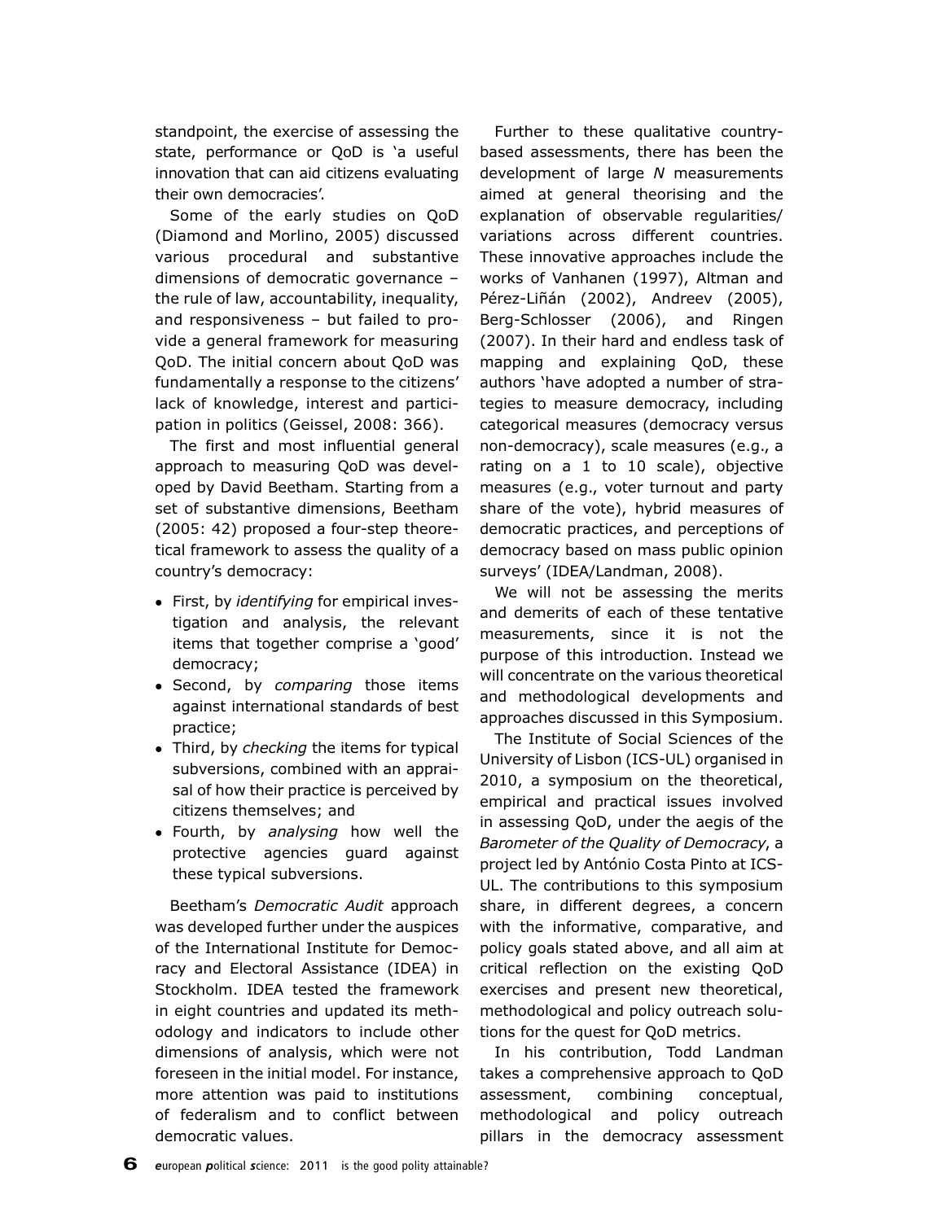standpoint, the exercise of assessing the state, performance or QoD is 'a useful innovation that can aid citizens evaluating their own democracies'.

Some of the early studies on QoD (Diamond and Morlino, 2005) discussed various procedural and substantive dimensions of democratic governance – the rule of law, accountability, inequality, and responsiveness – but failed to provide a general framework for measuring QoD. The initial concern about QoD was fundamentally a response to the citizens' lack of knowledge, interest and participation in politics (Geissel, 2008: 366).

The first and most influential general approach to measuring QoD was developed by David Beetham. Starting from a set of substantive dimensions, Beetham (2005: 42) proposed a four-step theoretical framework to assess the quality of a country's democracy:

- First, by *identifying* for empirical investigation and analysis, the relevant items that together comprise a 'good' democracy;
- Second, by *comparing* those items against international standards of best practice;
- Third, by *checking* the items for typical subversions, combined with an appraisal of how their practice is perceived by citizens themselves; and
- Fourth, by *analysing* how well the protective agencies guard against these typical subversions.

Beetham's *Democratic Audit* approach was developed further under the auspices of the International Institute for Democracy and Electoral Assistance (IDEA) in Stockholm. IDEA tested the framework in eight countries and updated its methodology and indicators to include other dimensions of analysis, which were not foreseen in the initial model. For instance, more attention was paid to institutions of federalism and to conflict between democratic values.

Further to these qualitative country-based assessments, there has been the development of large *N* measurements aimed at general theorising and the explanation of observable regularities/variations across different countries. These innovative approaches include the works of Vanhanen (1997), Altman and Pérez-Liñán (2002), Andreev (2005), Berg-Schlosser (2006), and Ringen (2007). In their hard and endless task of mapping and explaining QoD, these authors 'have adopted a number of strategies to measure democracy, including categorical measures (democracy versus non-democracy), scale measures (e.g., a rating on a 1 to 10 scale), objective measures (e.g., voter turnout and party share of the vote), hybrid measures of democratic practices, and perceptions of democracy based on mass public opinion surveys' (IDEA/Landman, 2008).

We will not be assessing the merits and demerits of each of these tentative measurements, since it is not the purpose of this introduction. Instead we will concentrate on the various theoretical and methodological developments and approaches discussed in this Symposium.

The Institute of Social Sciences of the University of Lisbon (ICS-UL) organised in 2010, a symposium on the theoretical, empirical and practical issues involved in assessing QoD, under the aegis of the *Barometer of the Quality of Democracy*, a project led by António Costa Pinto at ICS-UL. The contributions to this symposium share, in different degrees, a concern with the informative, comparative, and policy goals stated above, and all aim at critical reflection on the existing QoD exercises and present new theoretical, methodological and policy outreach solutions for the quest for QoD metrics.

In his contribution, Todd Landman takes a comprehensive approach to QoD assessment, combining conceptual, methodological and policy outreach pillars in the democracy assessment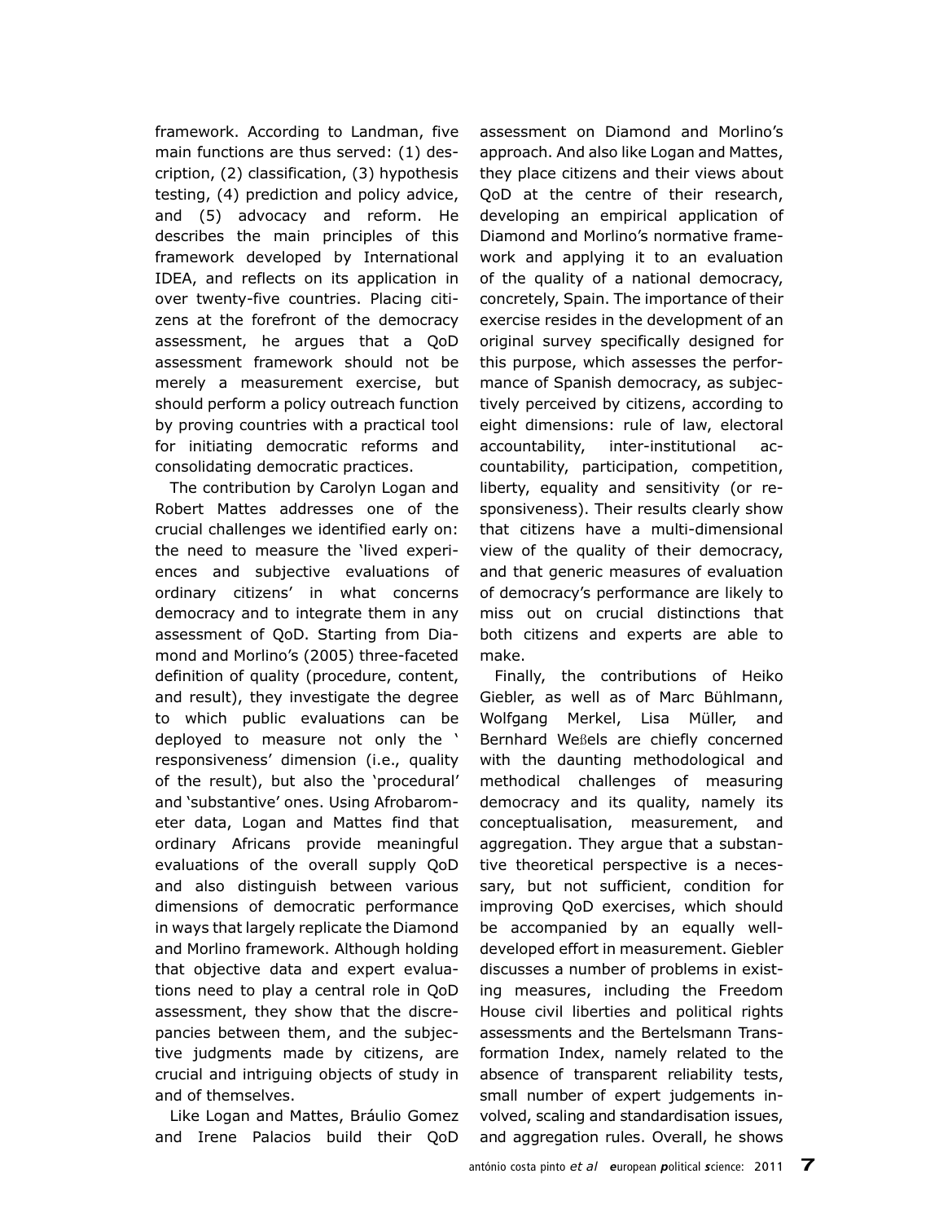framework. According to Landman, five main functions are thus served: (1) description, (2) classification, (3) hypothesis testing, (4) prediction and policy advice, and (5) advocacy and reform. He describes the main principles of this framework developed by International IDEA, and reflects on its application in over twenty-five countries. Placing citizens at the forefront of the democracy assessment, he argues that a QoD assessment framework should not be merely a measurement exercise, but should perform a policy outreach function by proving countries with a practical tool for initiating democratic reforms and consolidating democratic practices.

The contribution by Carolyn Logan and Robert Mattes addresses one of the crucial challenges we identified early on: the need to measure the 'lived experiences and subjective evaluations of ordinary citizens' in what concerns democracy and to integrate them in any assessment of QoD. Starting from Diamond and Morlino's (2005) three-faceted definition of quality (procedure, content, and result), they investigate the degree to which public evaluations can be deployed to measure not only the ' responsiveness' dimension (i.e., quality of the result), but also the 'procedural' and 'substantive' ones. Using Afrobarometer data, Logan and Mattes find that ordinary Africans provide meaningful evaluations of the overall supply QoD and also distinguish between various dimensions of democratic performance in ways that largely replicate the Diamond and Morlino framework. Although holding that objective data and expert evaluations need to play a central role in QoD assessment, they show that the discrepancies between them, and the subjective judgments made by citizens, are crucial and intriguing objects of study in and of themselves.

Like Logan and Mattes, Bráulio Gomez and Irene Palacios build their QoD assessment on Diamond and Morlino's approach. And also like Logan and Mattes, they place citizens and their views about QoD at the centre of their research, developing an empirical application of Diamond and Morlino's normative framework and applying it to an evaluation of the quality of a national democracy, concretely, Spain. The importance of their exercise resides in the development of an original survey specifically designed for this purpose, which assesses the performance of Spanish democracy, as subjectively perceived by citizens, according to eight dimensions: rule of law, electoral accountability, inter-institutional accountability, participation, competition, liberty, equality and sensitivity (or responsiveness). Their results clearly show that citizens have a multi-dimensional view of the quality of their democracy, and that generic measures of evaluation of democracy's performance are likely to miss out on crucial distinctions that both citizens and experts are able to make.

Finally, the contributions of Heiko Giebler, as well as of Marc Bühlmann, Wolfgang Merkel, Lisa Müller, and Bernhard Weßels are chiefly concerned with the daunting methodological and methodical challenges of measuring democracy and its quality, namely its conceptualisation, measurement, and aggregation. They argue that a substantive theoretical perspective is a necessary, but not sufficient, condition for improving QoD exercises, which should be accompanied by an equally well-developed effort in measurement. Giebler discusses a number of problems in existing measures, including the Freedom House civil liberties and political rights assessments and the Bertelsmann Transformation Index, namely related to the absence of transparent reliability tests, small number of expert judgements involved, scaling and standardisation issues, and aggregation rules. Overall, he shows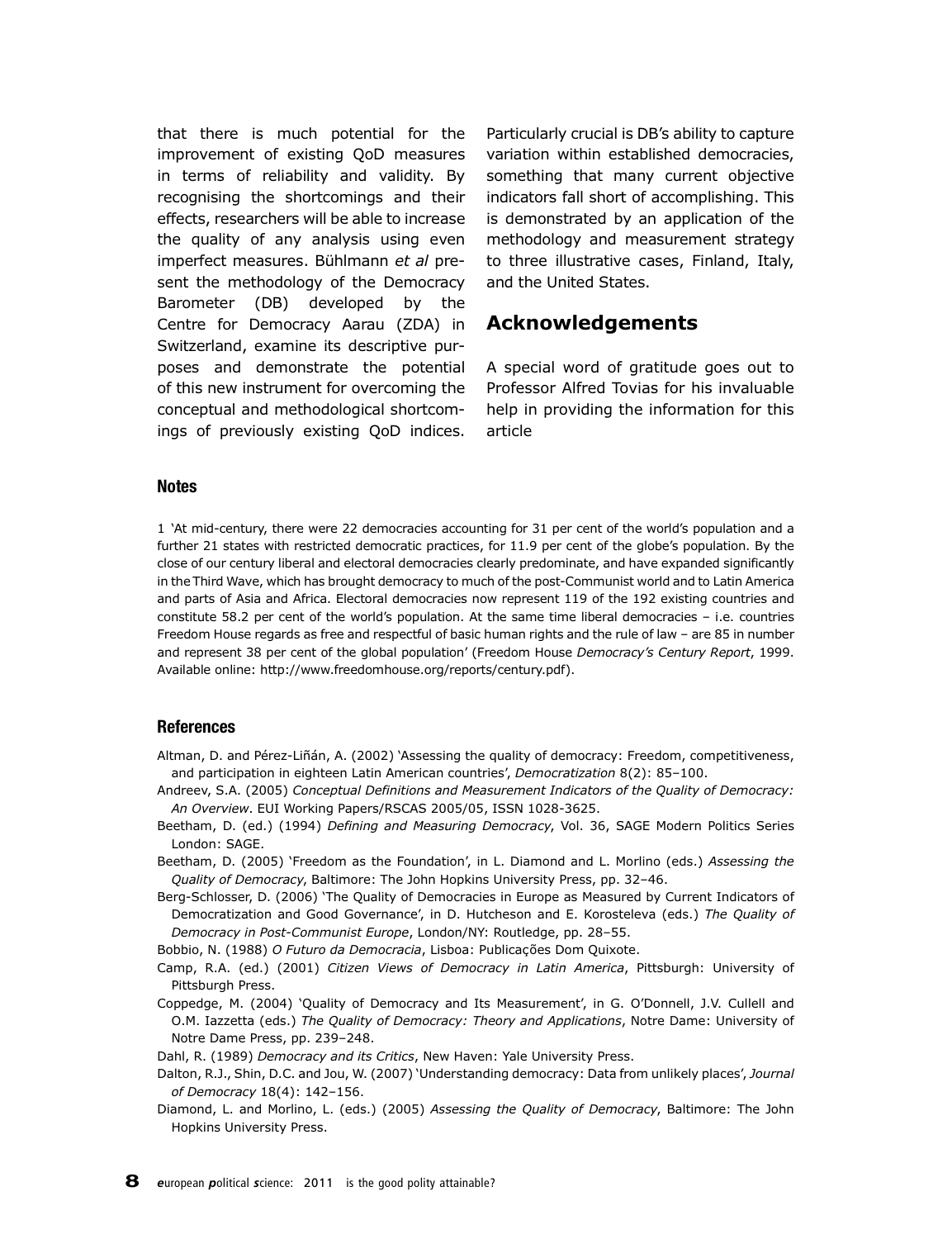that there is much potential for the improvement of existing QoD measures in terms of reliability and validity. By recognising the shortcomings and their effects, researchers will be able to increase the quality of any analysis using even imperfect measures. Bühlmann *et al* present the methodology of the Democracy Barometer (DB) developed by the Centre for Democracy Aarau (ZDA) in Switzerland, examine its descriptive purposes and demonstrate the potential of this new instrument for overcoming the conceptual and methodological shortcomings of previously existing QoD indices. Particularly crucial is DB's ability to capture variation within established democracies, something that many current objective indicators fall short of accomplishing. This is demonstrated by an application of the methodology and measurement strategy to three illustrative cases, Finland, Italy, and the United States.

## Acknowledgements

A special word of gratitude goes out to Professor Alfred Tovias for his invaluable help in providing the information for this article

### Notes

1 'At mid-century, there were 22 democracies accounting for 31 per cent of the world's population and a further 21 states with restricted democratic practices, for 11.9 per cent of the globe's population. By the close of our century liberal and electoral democracies clearly predominate, and have expanded significantly in the Third Wave, which has brought democracy to much of the post-Communist world and to Latin America and parts of Asia and Africa. Electoral democracies now represent 119 of the 192 existing countries and constitute 58.2 per cent of the world's population. At the same time liberal democracies – i.e. countries Freedom House regards as free and respectful of basic human rights and the rule of law – are 85 in number and represent 38 per cent of the global population' (Freedom House *Democracy's Century Report*, 1999. Available online: http://www.freedomhouse.org/reports/century.pdf).

### References

Altman, D. and Pérez-Liñán, A. (2002) 'Assessing the quality of democracy: Freedom, competitiveness, and participation in eighteen Latin American countries', *Democratization* 8(2): 85–100.

Andreev, S.A. (2005) *Conceptual Definitions and Measurement Indicators of the Quality of Democracy: An Overview*. EUI Working Papers/RSCAS 2005/05, ISSN 1028-3625.

Beetham, D. (ed.) (1994) *Defining and Measuring Democracy*, Vol. 36, SAGE Modern Politics Series London: SAGE.

Beetham, D. (2005) 'Freedom as the Foundation', in L. Diamond and L. Morlino (eds.) *Assessing the Quality of Democracy*, Baltimore: The John Hopkins University Press, pp. 32–46.

Berg-Schlosser, D. (2006) 'The Quality of Democracies in Europe as Measured by Current Indicators of Democratization and Good Governance', in D. Hutcheson and E. Korosteleva (eds.) *The Quality of Democracy in Post-Communist Europe*, London/NY: Routledge, pp. 28–55.

Bobbio, N. (1988) *O Futuro da Democracia*, Lisboa: Publicações Dom Quixote.

Camp, R.A. (ed.) (2001) *Citizen Views of Democracy in Latin America*, Pittsburgh: University of Pittsburgh Press.

Coppedge, M. (2004) 'Quality of Democracy and Its Measurement', in G. O'Donnell, J.V. Cullell and O.M. Iazzetta (eds.) *The Quality of Democracy: Theory and Applications*, Notre Dame: University of Notre Dame Press, pp. 239–248.

Dahl, R. (1989) *Democracy and its Critics*, New Haven: Yale University Press.

Dalton, R.J., Shin, D.C. and Jou, W. (2007) 'Understanding democracy: Data from unlikely places', *Journal of Democracy* 18(4): 142–156.

Diamond, L. and Morlino, L. (eds.) (2005) *Assessing the Quality of Democracy*, Baltimore: The John Hopkins University Press.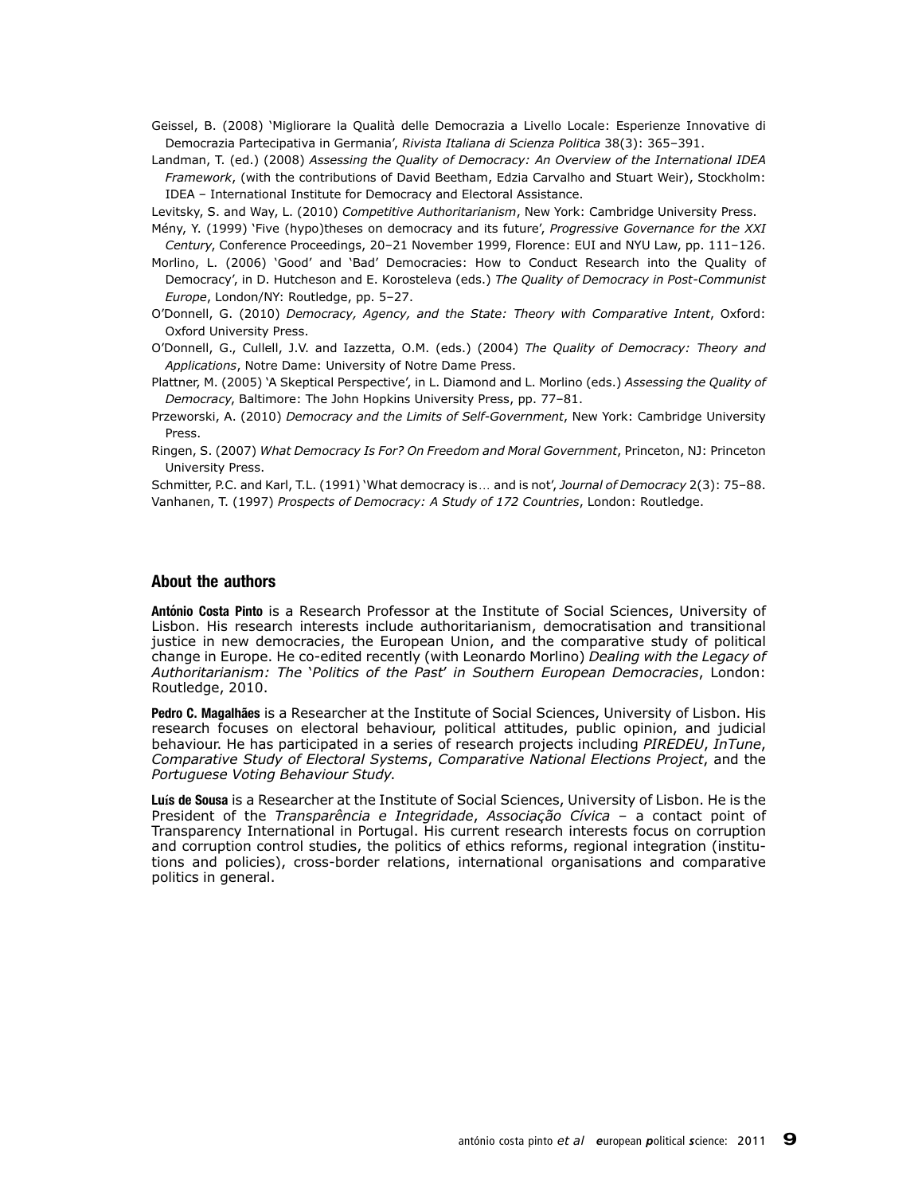Geissel, B. (2008) 'Migliorare la Qualità delle Democrazia a Livello Locale: Esperienze Innovative di Democrazia Partecipativa in Germania', *Rivista Italiana di Scienza Politica* 38(3): 365–391.

Landman, T. (ed.) (2008) *Assessing the Quality of Democracy: An Overview of the International IDEA Framework*, (with the contributions of David Beetham, Edzia Carvalho and Stuart Weir), Stockholm: IDEA – International Institute for Democracy and Electoral Assistance.

Levitsky, S. and Way, L. (2010) *Competitive Authoritarianism*, New York: Cambridge University Press.

Mény, Y. (1999) 'Five (hypo)theses on democracy and its future', *Progressive Governance for the XXI Century*, Conference Proceedings, 20–21 November 1999, Florence: EUI and NYU Law, pp. 111–126.

Morlino, L. (2006) 'Good' and 'Bad' Democracies: How to Conduct Research into the Quality of Democracy', in D. Hutcheson and E. Korosteleva (eds.) *The Quality of Democracy in Post-Communist Europe*, London/NY: Routledge, pp. 5–27.

O'Donnell, G. (2010) *Democracy, Agency, and the State: Theory with Comparative Intent*, Oxford: Oxford University Press.

O'Donnell, G., Cullell, J.V. and Iazzetta, O.M. (eds.) (2004) *The Quality of Democracy: Theory and Applications*, Notre Dame: University of Notre Dame Press.

Plattner, M. (2005) 'A Skeptical Perspective', in L. Diamond and L. Morlino (eds.) *Assessing the Quality of Democracy*, Baltimore: The John Hopkins University Press, pp. 77–81.

Przeworski, A. (2010) *Democracy and the Limits of Self-Government*, New York: Cambridge University Press.

Ringen, S. (2007) *What Democracy Is For? On Freedom and Moral Government*, Princeton, NJ: Princeton University Press.

Schmitter, P.C. and Karl, T.L. (1991) 'What democracy is… and is not', *Journal of Democracy* 2(3): 75–88.

Vanhanen, T. (1997) *Prospects of Democracy: A Study of 172 Countries*, London: Routledge.

## About the authors

**António Costa Pinto** is a Research Professor at the Institute of Social Sciences, University of Lisbon. His research interests include authoritarianism, democratisation and transitional justice in new democracies, the European Union, and the comparative study of political change in Europe. He co-edited recently (with Leonardo Morlino) *Dealing with the Legacy of Authoritarianism: The 'Politics of the Past' in Southern European Democracies*, London: Routledge, 2010.

**Pedro C. Magalhães** is a Researcher at the Institute of Social Sciences, University of Lisbon. His research focuses on electoral behaviour, political attitudes, public opinion, and judicial behaviour. He has participated in a series of research projects including *PIREDEU*, *InTune*, *Comparative Study of Electoral Systems*, *Comparative National Elections Project*, and the *Portuguese Voting Behaviour Study*.

**Luís de Sousa** is a Researcher at the Institute of Social Sciences, University of Lisbon. He is the President of the *Transparência e Integridade*, *Associação Cívica* – a contact point of Transparency International in Portugal. His current research interests focus on corruption and corruption control studies, the politics of ethics reforms, regional integration (institutions and policies), cross-border relations, international organisations and comparative politics in general.